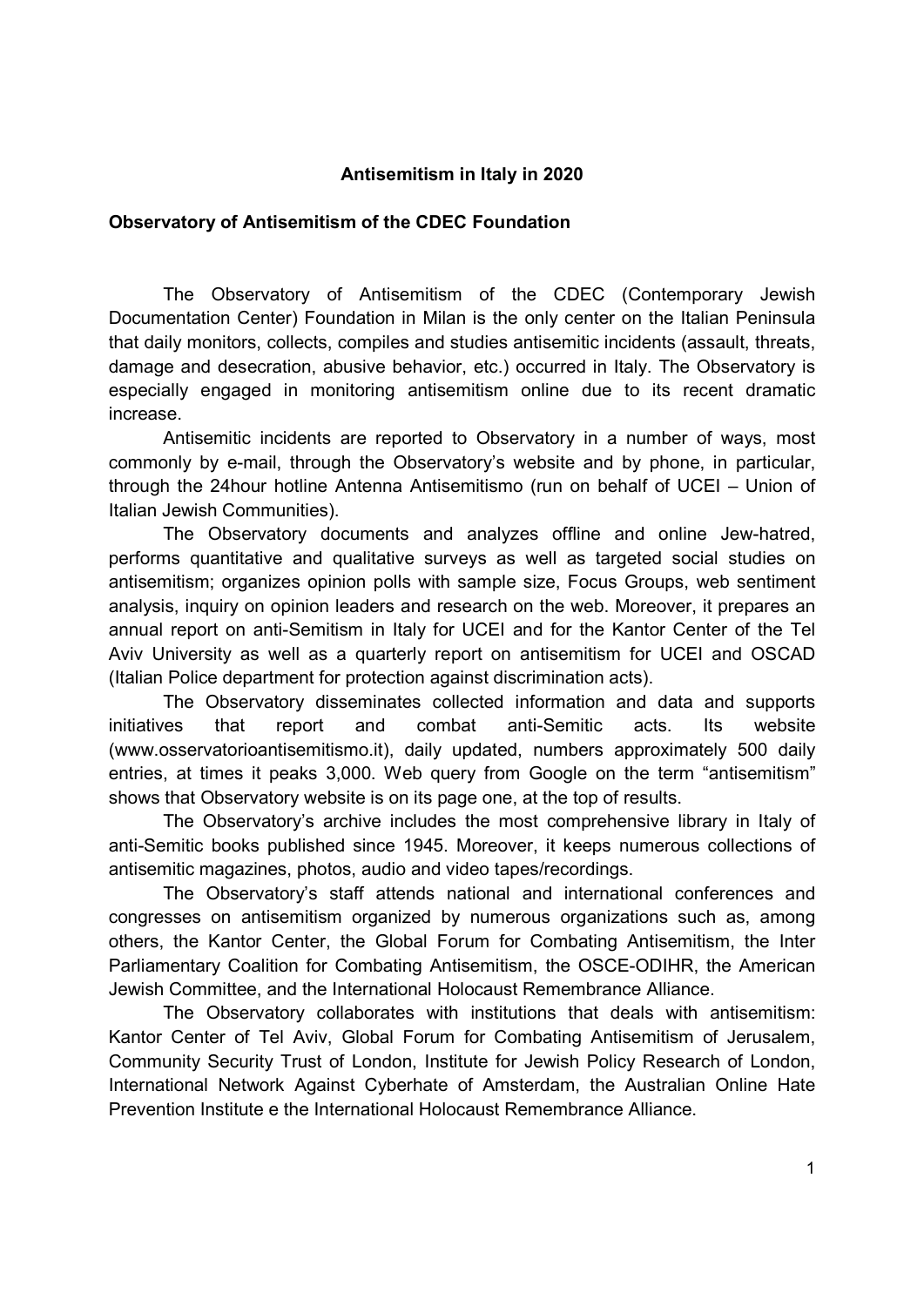# Antisemitism in Italy in 2020

## Observatory of Antisemitism of the CDEC Foundation

The Observatory of Antisemitism of the CDEC (Contemporary Jewish Documentation Center) Foundation in Milan is the only center on the Italian Peninsula that daily monitors, collects, compiles and studies antisemitic incidents (assault, threats, damage and desecration, abusive behavior, etc.) occurred in Italy. The Observatory is especially engaged in monitoring antisemitism online due to its recent dramatic increase.

Antisemitic incidents are reported to Observatory in a number of ways, most commonly by e-mail, through the Observatory's website and by phone, in particular, through the 24hour hotline Antenna Antisemitismo (run on behalf of UCEI – Union of Italian Jewish Communities).

The Observatory documents and analyzes offline and online Jew-hatred, performs quantitative and qualitative surveys as well as targeted social studies on antisemitism; organizes opinion polls with sample size, Focus Groups, web sentiment analysis, inquiry on opinion leaders and research on the web. Moreover, it prepares an annual report on anti-Semitism in Italy for UCEI and for the Kantor Center of the Tel Aviv University as well as a quarterly report on antisemitism for UCEI and OSCAD (Italian Police department for protection against discrimination acts).

The Observatory disseminates collected information and data and supports initiatives that report and combat anti-Semitic acts. Its website (www.osservatorioantisemitismo.it), daily updated, numbers approximately 500 daily entries, at times it peaks 3,000. Web query from Google on the term "antisemitism" shows that Observatory website is on its page one, at the top of results.

The Observatory's archive includes the most comprehensive library in Italy of anti-Semitic books published since 1945. Moreover, it keeps numerous collections of antisemitic magazines, photos, audio and video tapes/recordings.

The Observatory's staff attends national and international conferences and congresses on antisemitism organized by numerous organizations such as, among others, the Kantor Center, the Global Forum for Combating Antisemitism, the Inter Parliamentary Coalition for Combating Antisemitism, the OSCE-ODIHR, the American Jewish Committee, and the International Holocaust Remembrance Alliance.

The Observatory collaborates with institutions that deals with antisemitism: Kantor Center of Tel Aviv, Global Forum for Combating Antisemitism of Jerusalem, Community Security Trust of London, Institute for Jewish Policy Research of London, International Network Against Cyberhate of Amsterdam, the Australian Online Hate Prevention Institute e the International Holocaust Remembrance Alliance.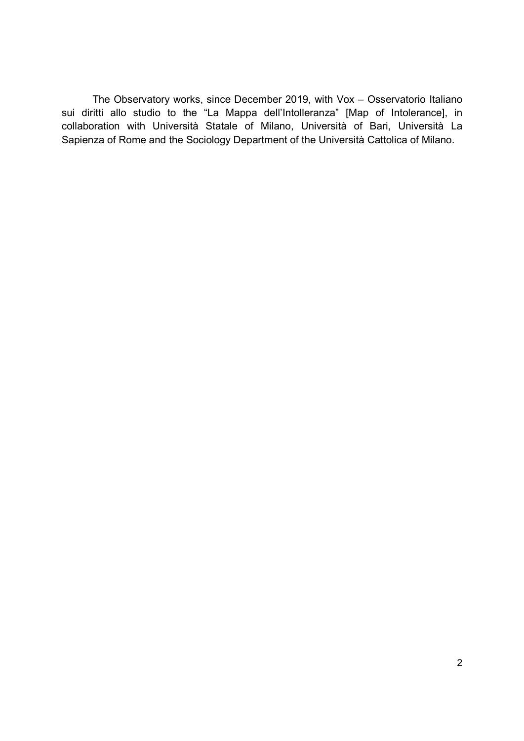The Observatory works, since December 2019, with Vox – Osservatorio Italiano sui diritti allo studio to the “La Mappa dell’Intolleranza” [Map of Intolerance], in collaboration with Università Statale of Milano, Università of Bari, Università La Sapienza of Rome and the Sociology Department of the Università Cattolica of Milano.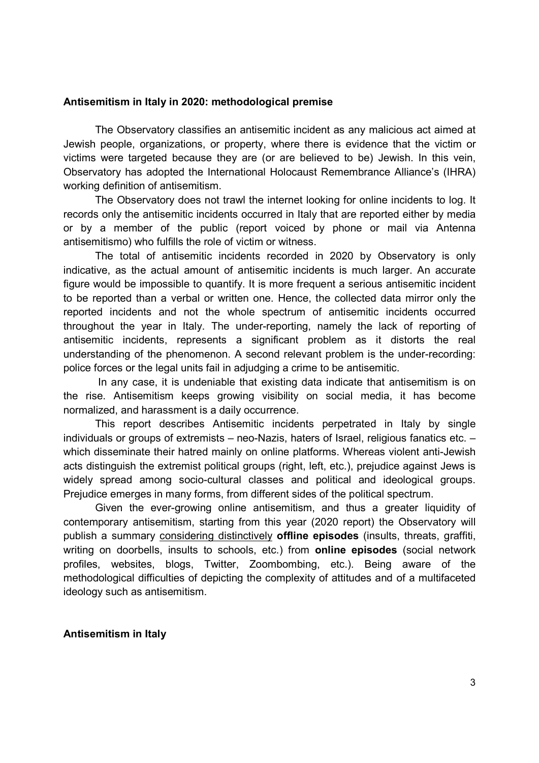## Antisemitism in Italy in 2020: methodological premise

The Observatory classifies an antisemitic incident as any malicious act aimed at Jewish people, organizations, or property, where there is evidence that the victim or victims were targeted because they are (or are believed to be) Jewish. In this vein, Observatory has adopted the International Holocaust Remembrance Alliance's (IHRA) working definition of antisemitism.

The Observatory does not trawl the internet looking for online incidents to log. It records only the antisemitic incidents occurred in Italy that are reported either by media or by a member of the public (report voiced by phone or mail via Antenna antisemitismo) who fulfills the role of victim or witness.

The total of antisemitic incidents recorded in 2020 by Observatory is only indicative, as the actual amount of antisemitic incidents is much larger. An accurate figure would be impossible to quantify. It is more frequent a serious antisemitic incident to be reported than a verbal or written one. Hence, the collected data mirror only the reported incidents and not the whole spectrum of antisemitic incidents occurred throughout the year in Italy. The under-reporting, namely the lack of reporting of antisemitic incidents, represents a significant problem as it distorts the real understanding of the phenomenon. A second relevant problem is the under-recording: police forces or the legal units fail in adjudging a crime to be antisemitic.

In any case, it is undeniable that existing data indicate that antisemitism is on the rise. Antisemitism keeps growing visibility on social media, it has become normalized, and harassment is a daily occurrence.

This report describes Antisemitic incidents perpetrated in Italy by single individuals or groups of extremists – neo-Nazis, haters of Israel, religious fanatics etc. – which disseminate their hatred mainly on online platforms. Whereas violent anti-Jewish acts distinguish the extremist political groups (right, left, etc.), prejudice against Jews is widely spread among socio-cultural classes and political and ideological groups. Prejudice emerges in many forms, from different sides of the political spectrum.

Given the ever-growing online antisemitism, and thus a greater liquidity of contemporary antisemitism, starting from this year (2020 report) the Observatory will publish a summary considering distinctively **offline episodes** (insults, threats, graffiti, writing on doorbells, insults to schools, etc.) from **online episodes** (social network profiles, websites, blogs, Twitter, Zoombombing, etc.). Being aware of the methodological difficulties of depicting the complexity of attitudes and of a multifaceted ideology such as antisemitism.

## Antisemitism in Italy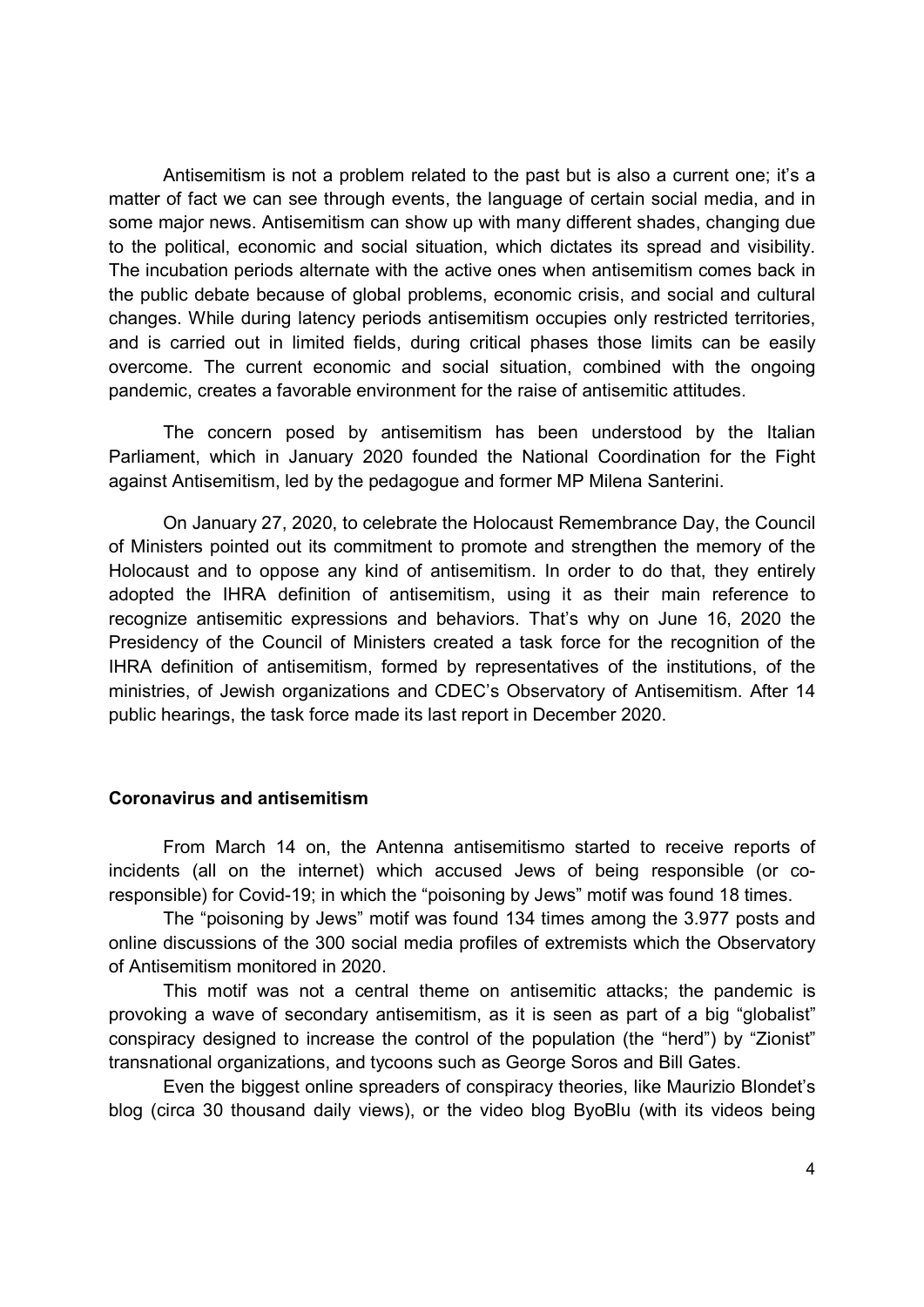Antisemitism is not a problem related to the past but is also a current one; it's a matter of fact we can see through events, the language of certain social media, and in some major news. Antisemitism can show up with many different shades, changing due to the political, economic and social situation, which dictates its spread and visibility. The incubation periods alternate with the active ones when antisemitism comes back in the public debate because of global problems, economic crisis, and social and cultural changes. While during latency periods antisemitism occupies only restricted territories, and is carried out in limited fields, during critical phases those limits can be easily overcome. The current economic and social situation, combined with the ongoing pandemic, creates a favorable environment for the raise of antisemitic attitudes.

The concern posed by antisemitism has been understood by the Italian Parliament, which in January 2020 founded the National Coordination for the Fight against Antisemitism, led by the pedagogue and former MP Milena Santerini.

On January 27, 2020, to celebrate the Holocaust Remembrance Day, the Council of Ministers pointed out its commitment to promote and strengthen the memory of the Holocaust and to oppose any kind of antisemitism. In order to do that, they entirely adopted the IHRA definition of antisemitism, using it as their main reference to recognize antisemitic expressions and behaviors. That's why on June 16, 2020 the Presidency of the Council of Ministers created a task force for the recognition of the IHRA definition of antisemitism, formed by representatives of the institutions, of the ministries, of Jewish organizations and CDEC's Observatory of Antisemitism. After 14 public hearings, the task force made its last report in December 2020.

**Coronavirus and antisemitism**

From March 14 on, the Antenna antisemitismo started to receive reports of incidents (all on the internet) which accused Jews of being responsible (or co-responsible) for Covid-19; in which the "poisoning by Jews" motif was found 18 times.

The "poisoning by Jews" motif was found 134 times among the 3.977 posts and online discussions of the 300 social media profiles of extremists which the Observatory of Antisemitism monitored in 2020.

This motif was not a central theme on antisemitic attacks; the pandemic is provoking a wave of secondary antisemitism, as it is seen as part of a big "globalist" conspiracy designed to increase the control of the population (the "herd") by "Zionist" transnational organizations, and tycoons such as George Soros and Bill Gates.

Even the biggest online spreaders of conspiracy theories, like Maurizio Blondet's blog (circa 30 thousand daily views), or the video blog ByoBlu (with its videos being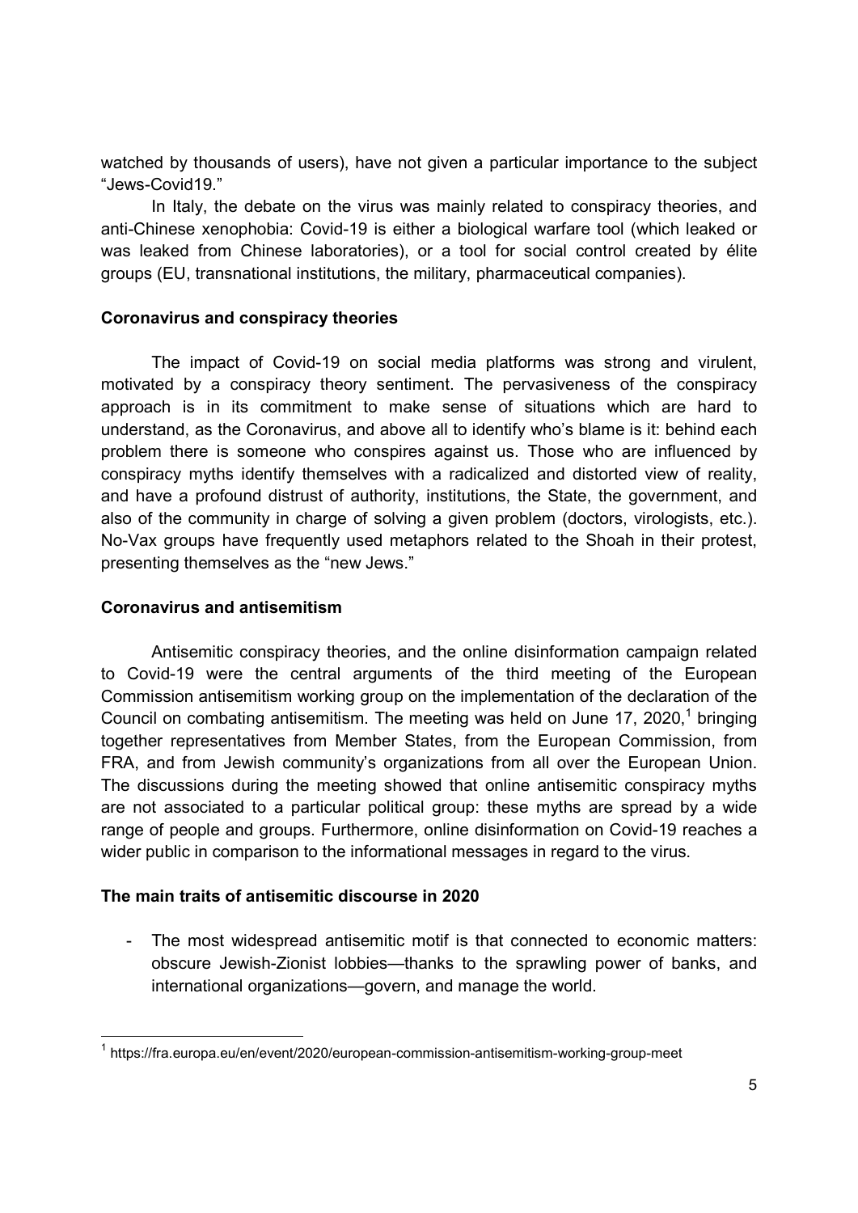watched by thousands of users), have not given a particular importance to the subject "Jews-Covid19."

In Italy, the debate on the virus was mainly related to conspiracy theories, and anti-Chinese xenophobia: Covid-19 is either a biological warfare tool (which leaked or was leaked from Chinese laboratories), or a tool for social control created by élite groups (EU, transnational institutions, the military, pharmaceutical companies).

**Coronavirus and conspiracy theories**

The impact of Covid-19 on social media platforms was strong and virulent, motivated by a conspiracy theory sentiment. The pervasiveness of the conspiracy approach is in its commitment to make sense of situations which are hard to understand, as the Coronavirus, and above all to identify who's blame is it: behind each problem there is someone who conspires against us. Those who are influenced by conspiracy myths identify themselves with a radicalized and distorted view of reality, and have a profound distrust of authority, institutions, the State, the government, and also of the community in charge of solving a given problem (doctors, virologists, etc.). No-Vax groups have frequently used metaphors related to the Shoah in their protest, presenting themselves as the "new Jews."

**Coronavirus and antisemitism**

Antisemitic conspiracy theories, and the online disinformation campaign related to Covid-19 were the central arguments of the third meeting of the European Commission antisemitism working group on the implementation of the declaration of the Council on combating antisemitism. The meeting was held on June 17, 2020,[1] bringing together representatives from Member States, from the European Commission, from FRA, and from Jewish community's organizations from all over the European Union. The discussions during the meeting showed that online antisemitic conspiracy myths are not associated to a particular political group: these myths are spread by a wide range of people and groups. Furthermore, online disinformation on Covid-19 reaches a wider public in comparison to the informational messages in regard to the virus.

**The main traits of antisemitic discourse in 2020**

- The most widespread antisemitic motif is that connected to economic matters: obscure Jewish-Zionist lobbies—thanks to the sprawling power of banks, and international organizations—govern, and manage the world.

---

[1] https://fra.europa.eu/en/event/2020/european-commission-antisemitism-working-group-meet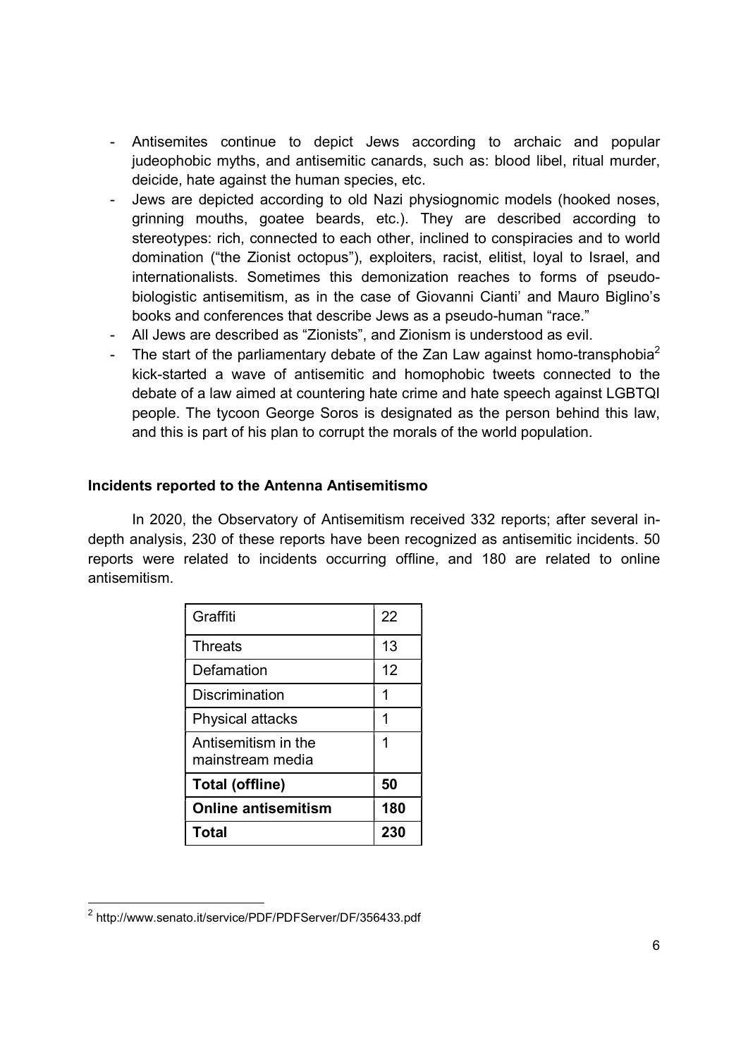- Antisemites continue to depict Jews according to archaic and popular judeophobic myths, and antisemitic canards, such as: blood libel, ritual murder, deicide, hate against the human species, etc.
- Jews are depicted according to old Nazi physiognomic models (hooked noses, grinning mouths, goatee beards, etc.). They are described according to stereotypes: rich, connected to each other, inclined to conspiracies and to world domination ("the Zionist octopus"), exploiters, racist, elitist, loyal to Israel, and internationalists. Sometimes this demonization reaches to forms of pseudo-biologistic antisemitism, as in the case of Giovanni Cianti' and Mauro Biglino's books and conferences that describe Jews as a pseudo-human "race."
- All Jews are described as "Zionists", and Zionism is understood as evil.
- The start of the parliamentary debate of the Zan Law against homo-transphobia[2] kick-started a wave of antisemitic and homophobic tweets connected to the debate of a law aimed at countering hate crime and hate speech against LGBTQI people. The tycoon George Soros is designated as the person behind this law, and this is part of his plan to corrupt the morals of the world population.

**Incidents reported to the Antenna Antisemitismo**

In 2020, the Observatory of Antisemitism received 332 reports; after several in-depth analysis, 230 of these reports have been recognized as antisemitic incidents. 50 reports were related to incidents occurring offline, and 180 are related to online antisemitism.

| | |
|---|---|
| Graffiti | 22 |
| Threats | 13 |
| Defamation | 12 |
| Discrimination | 1 |
| Physical attacks | 1 |
| Antisemitism in the mainstream media | 1 |
| **Total (offline)** | **50** |
| **Online antisemitism** | **180** |
| **Total** | **230** |

[2] http://www.senato.it/service/PDF/PDFServer/DF/356433.pdf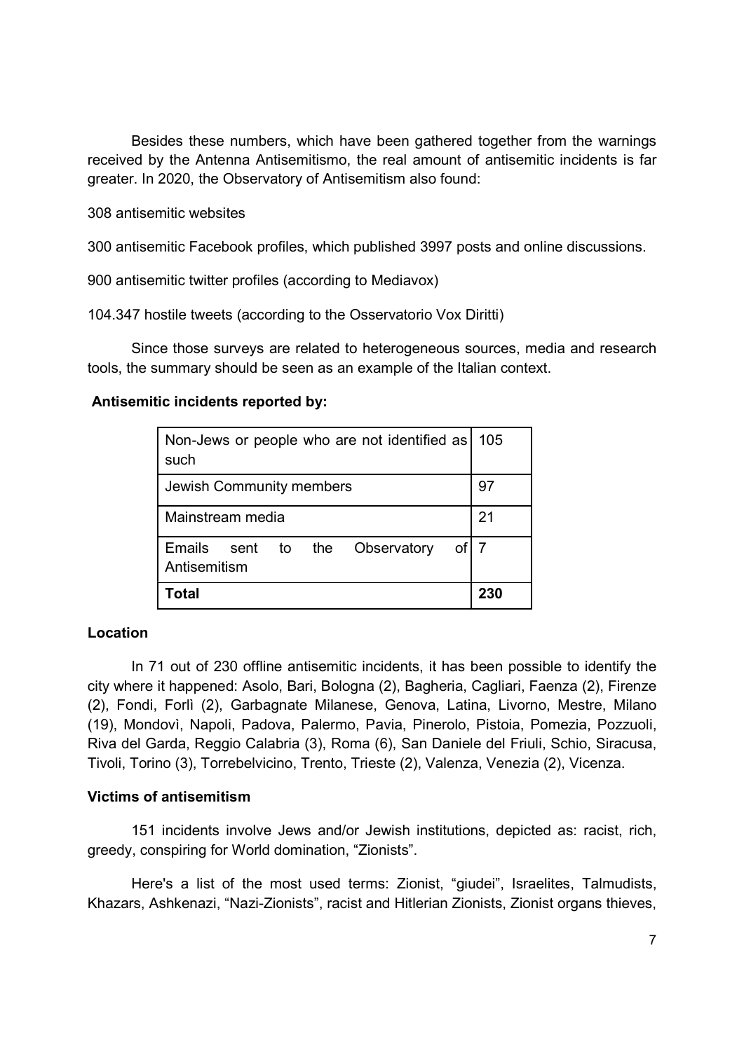Besides these numbers, which have been gathered together from the warnings received by the Antenna Antisemitismo, the real amount of antisemitic incidents is far greater. In 2020, the Observatory of Antisemitism also found:

308 antisemitic websites

300 antisemitic Facebook profiles, which published 3997 posts and online discussions.

900 antisemitic twitter profiles (according to Mediavox)

104.347 hostile tweets (according to the Osservatorio Vox Diritti)

Since those surveys are related to heterogeneous sources, media and research tools, the summary should be seen as an example of the Italian context.

**Antisemitic incidents reported by:**

| | |
|---|---|
| Non-Jews or people who are not identified as such | 105 |
| Jewish Community members | 97 |
| Mainstream media | 21 |
| Emails sent to the Observatory of Antisemitism | 7 |
| **Total** | **230** |

**Location**

In 71 out of 230 offline antisemitic incidents, it has been possible to identify the city where it happened: Asolo, Bari, Bologna (2), Bagheria, Cagliari, Faenza (2), Firenze (2), Fondi, Forlì (2), Garbagnate Milanese, Genova, Latina, Livorno, Mestre, Milano (19), Mondovì, Napoli, Padova, Palermo, Pavia, Pinerolo, Pistoia, Pomezia, Pozzuoli, Riva del Garda, Reggio Calabria (3), Roma (6), San Daniele del Friuli, Schio, Siracusa, Tivoli, Torino (3), Torrebelvicino, Trento, Trieste (2), Valenza, Venezia (2), Vicenza.

**Victims of antisemitism**

151 incidents involve Jews and/or Jewish institutions, depicted as: racist, rich, greedy, conspiring for World domination, "Zionists".

Here's a list of the most used terms: Zionist, "giudei", Israelites, Talmudists, Khazars, Ashkenazi, "Nazi-Zionists", racist and Hitlerian Zionists, Zionist organs thieves,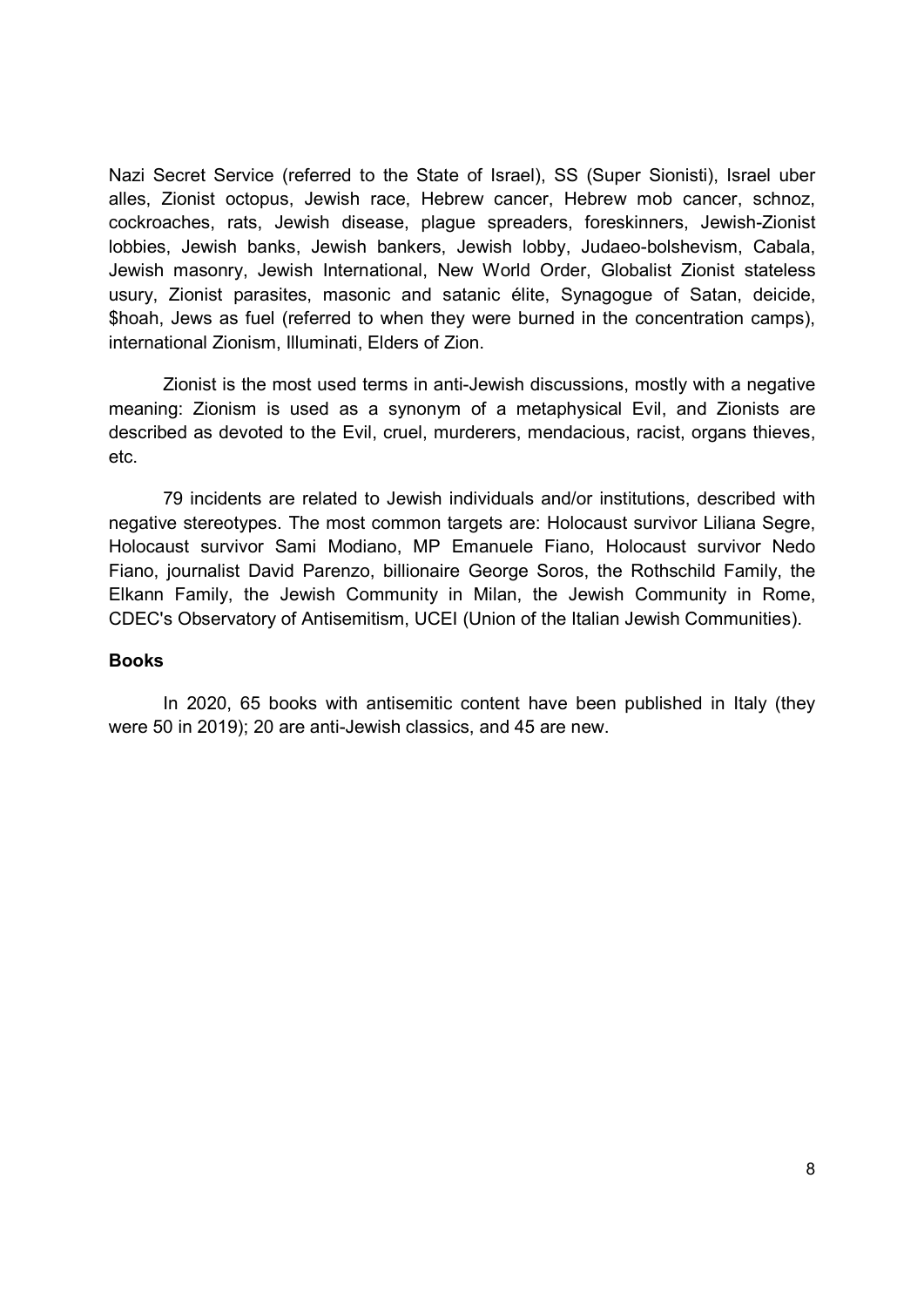Nazi Secret Service (referred to the State of Israel), SS (Super Sionisti), Israel uber alles, Zionist octopus, Jewish race, Hebrew cancer, Hebrew mob cancer, schnoz, cockroaches, rats, Jewish disease, plague spreaders, foreskinners, Jewish-Zionist lobbies, Jewish banks, Jewish bankers, Jewish lobby, Judaeo-bolshevism, Cabala, Jewish masonry, Jewish International, New World Order, Globalist Zionist stateless usury, Zionist parasites, masonic and satanic élite, Synagogue of Satan, deicide, $hoah, Jews as fuel (referred to when they were burned in the concentration camps), international Zionism, Illuminati, Elders of Zion.

Zionist is the most used terms in anti-Jewish discussions, mostly with a negative meaning: Zionism is used as a synonym of a metaphysical Evil, and Zionists are described as devoted to the Evil, cruel, murderers, mendacious, racist, organs thieves, etc.

79 incidents are related to Jewish individuals and/or institutions, described with negative stereotypes. The most common targets are: Holocaust survivor Liliana Segre, Holocaust survivor Sami Modiano, MP Emanuele Fiano, Holocaust survivor Nedo Fiano, journalist David Parenzo, billionaire George Soros, the Rothschild Family, the Elkann Family, the Jewish Community in Milan, the Jewish Community in Rome, CDEC's Observatory of Antisemitism, UCEI (Union of the Italian Jewish Communities).

**Books**

In 2020, 65 books with antisemitic content have been published in Italy (they were 50 in 2019); 20 are anti-Jewish classics, and 45 are new.